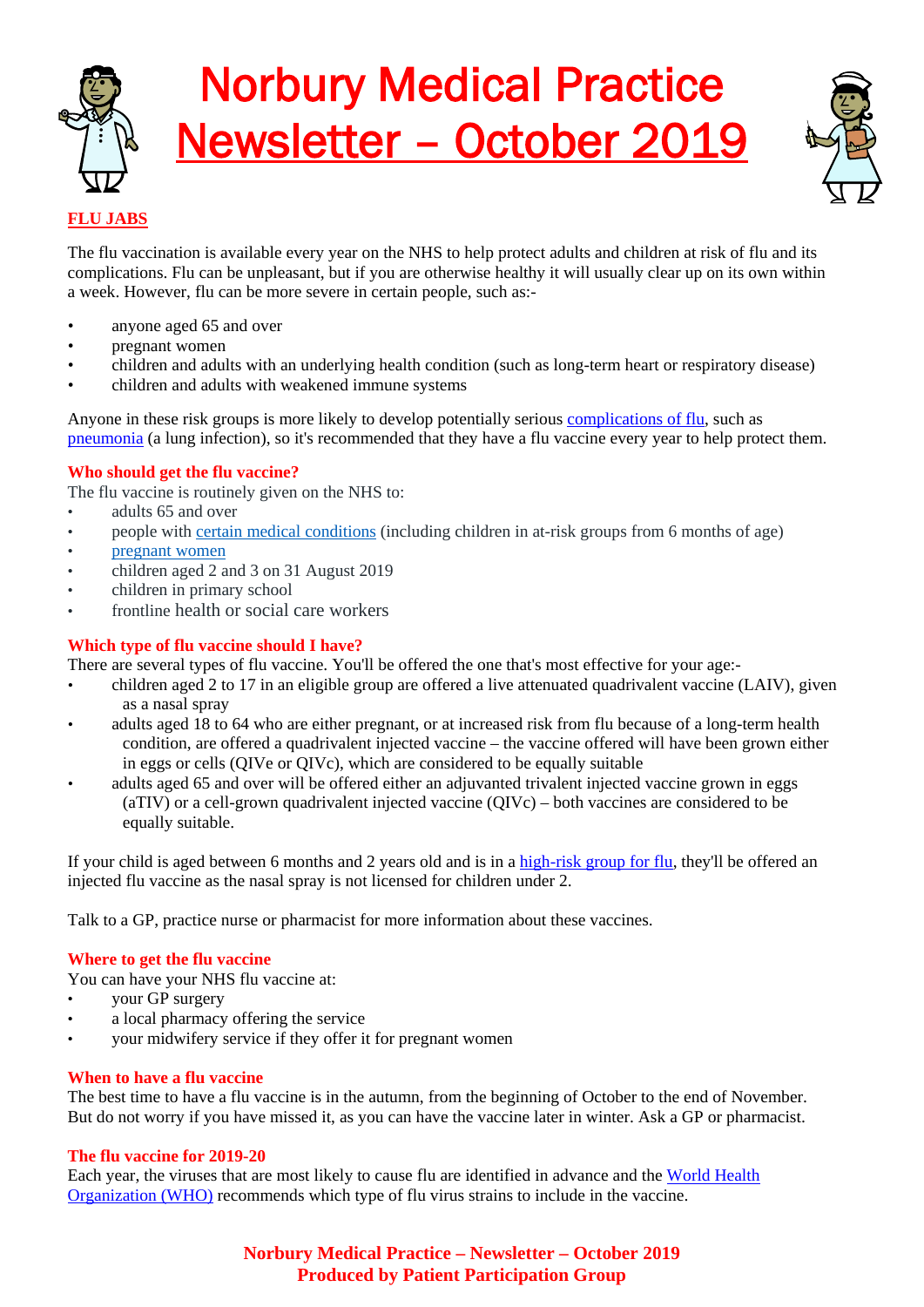# Norbury Medical Practice Newsletter – October 2019

## FLU JABS

The flu vaccination is available every year on the NHS to help protect adults and children at risk of flu and its complications. Flu can be unpleasant, but if you are otherwise healthy it will usually clear up on its own within a week. However, flu can be more severe in certain people, such as:-

- anyone aged 65 and over
- pregnant women
- children and adults with an underlying health condition (such as long-term heart or respiratory disease)
- children and adults with weakened immune systems

Anyone in these risk groups is more likely to develop potentially serious complications of flu, such as pneumonia (a lung infection), so it's recommended that they have a flu vaccine every year to help protect them.

### Who should get the flu vaccine?

The flu vaccine is routinely given on the NHS to:

- adults 65 and over
- people with certain medical conditions (including children in at-risk groups from 6 months of age)
- pregnant women
- children aged 2 and 3 on 31 August 2019
- children in primary school
- frontline health or social care workers

### Which type of flu vaccine should I have?

There are several types of flu vaccine. You'll be offered the one that's most effective for your age:-

- children aged 2 to 17 in an eligible group are offered a live attenuated quadrivalent vaccine (LAIV), given as a nasal spray
- adults aged 18 to 64 who are either pregnant, or at increased risk from flu because of a long-term health condition, are offered a quadrivalent injected vaccine – the vaccine offered will have been grown either in eggs or cells (QIVe or QIVc), which are considered to be equally suitable
- adults aged 65 and over will be offered either an adjuvanted trivalent injected vaccine grown in eggs (aTIV) or a cell-grown quadrivalent injected vaccine (QIVc) – both vaccines are considered to be equally suitable.

If your child is aged between 6 months and 2 years old and is in a high-risk group for flu, they'll be offered an injected flu vaccine as the nasal spray is not licensed for children under 2.

Talk to a GP, practice nurse or pharmacist for more information about these vaccines.

### Where to get the flu vaccine

You can have your NHS flu vaccine at:

- your GP surgery
- a local pharmacy offering the service
- your midwifery service if they offer it for pregnant women

### When to have a flu vaccine

The best time to have a flu vaccine is in the autumn, from the beginning of October to the end of November. But do not worry if you have missed it, as you can have the vaccine later in winter. Ask a GP or pharmacist.

### The flu vaccine for 2019-20

Each year, the viruses that are most likely to cause flu are identified in advance and the World Health Organization (WHO) recommends which type of flu virus strains to include in the vaccine.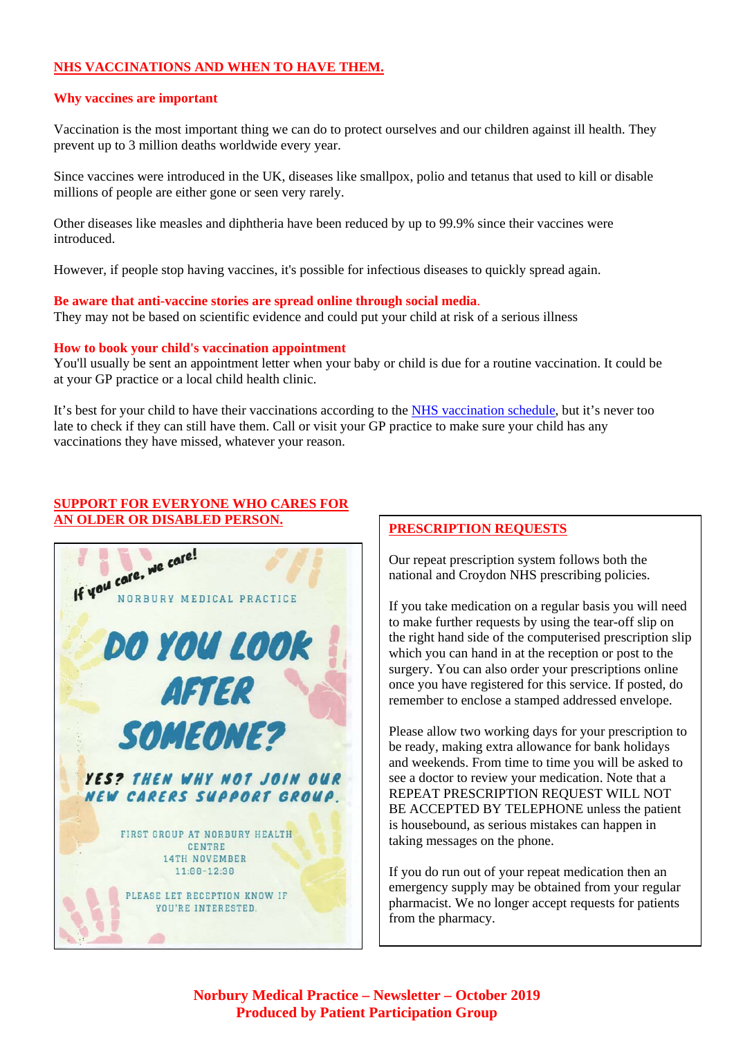## NHS VACCINATIONS AND WHEN TO HAVE THEM.

### Why vaccines are important

Vaccination is the most important thing we can do to protect ourselves and our children against ill health. They prevent up to 3 million deaths worldwide every year.

Since vaccines were introduced in the UK, diseases like smallpox, polio and tetanus that used to kill or disable millions of people are either gone or seen very rarely.

Other diseases like measles and diphtheria have been reduced by up to 99.9% since their vaccines were introduced.

However, if people stop having vaccines, it's possible for infectious diseases to quickly spread again.

**Be aware that anti-vaccine stories are spread online through social media.**
They may not be based on scientific evidence and could put your child at risk of a serious illness

### How to book your child's vaccination appointment

You'll usually be sent an appointment letter when your baby or child is due for a routine vaccination. It could be at your GP practice or a local child health clinic.

It's best for your child to have their vaccinations according to the NHS vaccination schedule, but it's never too late to check if they can still have them. Call or visit your GP practice to make sure your child has any vaccinations they have missed, whatever your reason.

## SUPPORT FOR EVERYONE WHO CARES FOR AN OLDER OR DISABLED PERSON.

If you care, we care!

NORBURY MEDICAL PRACTICE

**DO YOU LOOK AFTER SOMEONE?**

**YES? THEN WHY NOT JOIN OUR NEW CARERS SUPPORT GROUP.**

FIRST GROUP AT NORBURY HEALTH CENTRE
14TH NOVEMBER
11:00-12:30

PLEASE LET RECEPTION KNOW IF YOU'RE INTERESTED.

## PRESCRIPTION REQUESTS

Our repeat prescription system follows both the national and Croydon NHS prescribing policies.

If you take medication on a regular basis you will need to make further requests by using the tear-off slip on the right hand side of the computerised prescription slip which you can hand in at the reception or post to the surgery. You can also order your prescriptions online once you have registered for this service. If posted, do remember to enclose a stamped addressed envelope.

Please allow two working days for your prescription to be ready, making extra allowance for bank holidays and weekends. From time to time you will be asked to see a doctor to review your medication. Note that a REPEAT PRESCRIPTION REQUEST WILL NOT BE ACCEPTED BY TELEPHONE unless the patient is housebound, as serious mistakes can happen in taking messages on the phone.

If you do run out of your repeat medication then an emergency supply may be obtained from your regular pharmacist. We no longer accept requests for patients from the pharmacy.

**Norbury Medical Practice – Newsletter – October 2019**
**Produced by Patient Participation Group**